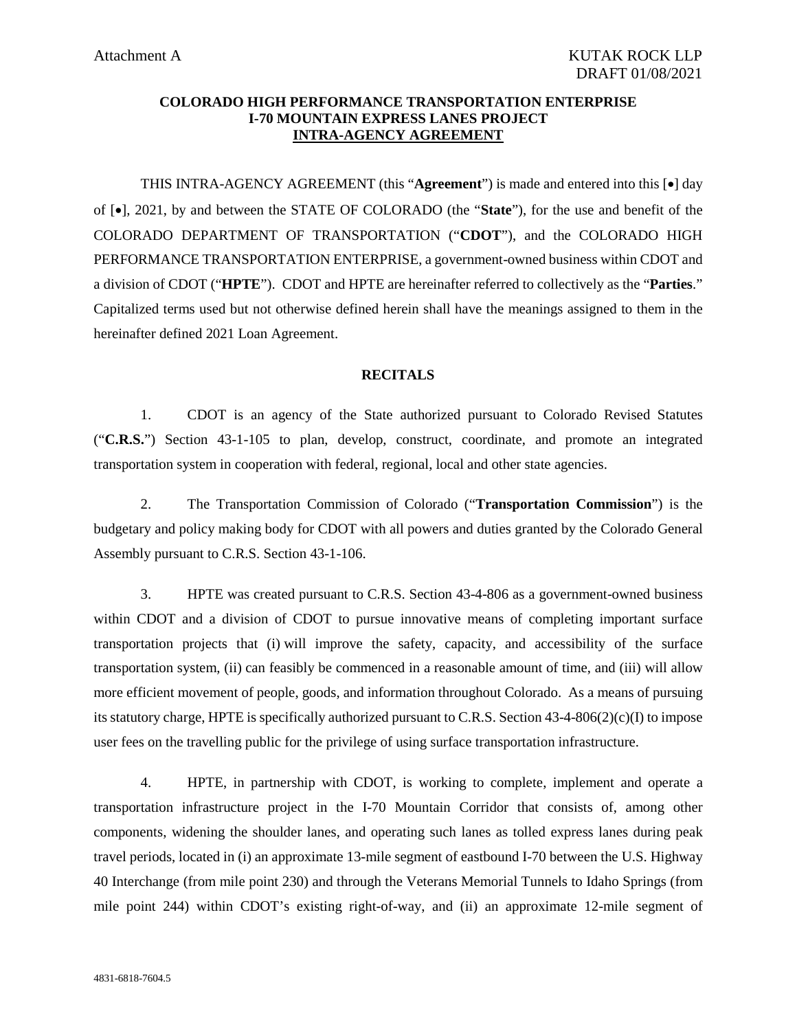Attachment A

KUTAK ROCK LLP
DRAFT 01/08/2021

**COLORADO HIGH PERFORMANCE TRANSPORTATION ENTERPRISE**
**I-70 MOUNTAIN EXPRESS LANES PROJECT**
**INTRA-AGENCY AGREEMENT**

THIS INTRA-AGENCY AGREEMENT (this "**Agreement**") is made and entered into this [•] day of [•], 2021, by and between the STATE OF COLORADO (the "**State**"), for the use and benefit of the COLORADO DEPARTMENT OF TRANSPORTATION ("**CDOT**"), and the COLORADO HIGH PERFORMANCE TRANSPORTATION ENTERPRISE, a government-owned business within CDOT and a division of CDOT ("**HPTE**"). CDOT and HPTE are hereinafter referred to collectively as the "**Parties**." Capitalized terms used but not otherwise defined herein shall have the meanings assigned to them in the hereinafter defined 2021 Loan Agreement.

**RECITALS**

1. CDOT is an agency of the State authorized pursuant to Colorado Revised Statutes ("**C.R.S.**") Section 43-1-105 to plan, develop, construct, coordinate, and promote an integrated transportation system in cooperation with federal, regional, local and other state agencies.

2. The Transportation Commission of Colorado ("**Transportation Commission**") is the budgetary and policy making body for CDOT with all powers and duties granted by the Colorado General Assembly pursuant to C.R.S. Section 43-1-106.

3. HPTE was created pursuant to C.R.S. Section 43-4-806 as a government-owned business within CDOT and a division of CDOT to pursue innovative means of completing important surface transportation projects that (i) will improve the safety, capacity, and accessibility of the surface transportation system, (ii) can feasibly be commenced in a reasonable amount of time, and (iii) will allow more efficient movement of people, goods, and information throughout Colorado. As a means of pursuing its statutory charge, HPTE is specifically authorized pursuant to C.R.S. Section 43-4-806(2)(c)(I) to impose user fees on the travelling public for the privilege of using surface transportation infrastructure.

4. HPTE, in partnership with CDOT, is working to complete, implement and operate a transportation infrastructure project in the I-70 Mountain Corridor that consists of, among other components, widening the shoulder lanes, and operating such lanes as tolled express lanes during peak travel periods, located in (i) an approximate 13-mile segment of eastbound I-70 between the U.S. Highway 40 Interchange (from mile point 230) and through the Veterans Memorial Tunnels to Idaho Springs (from mile point 244) within CDOT's existing right-of-way, and (ii) an approximate 12-mile segment of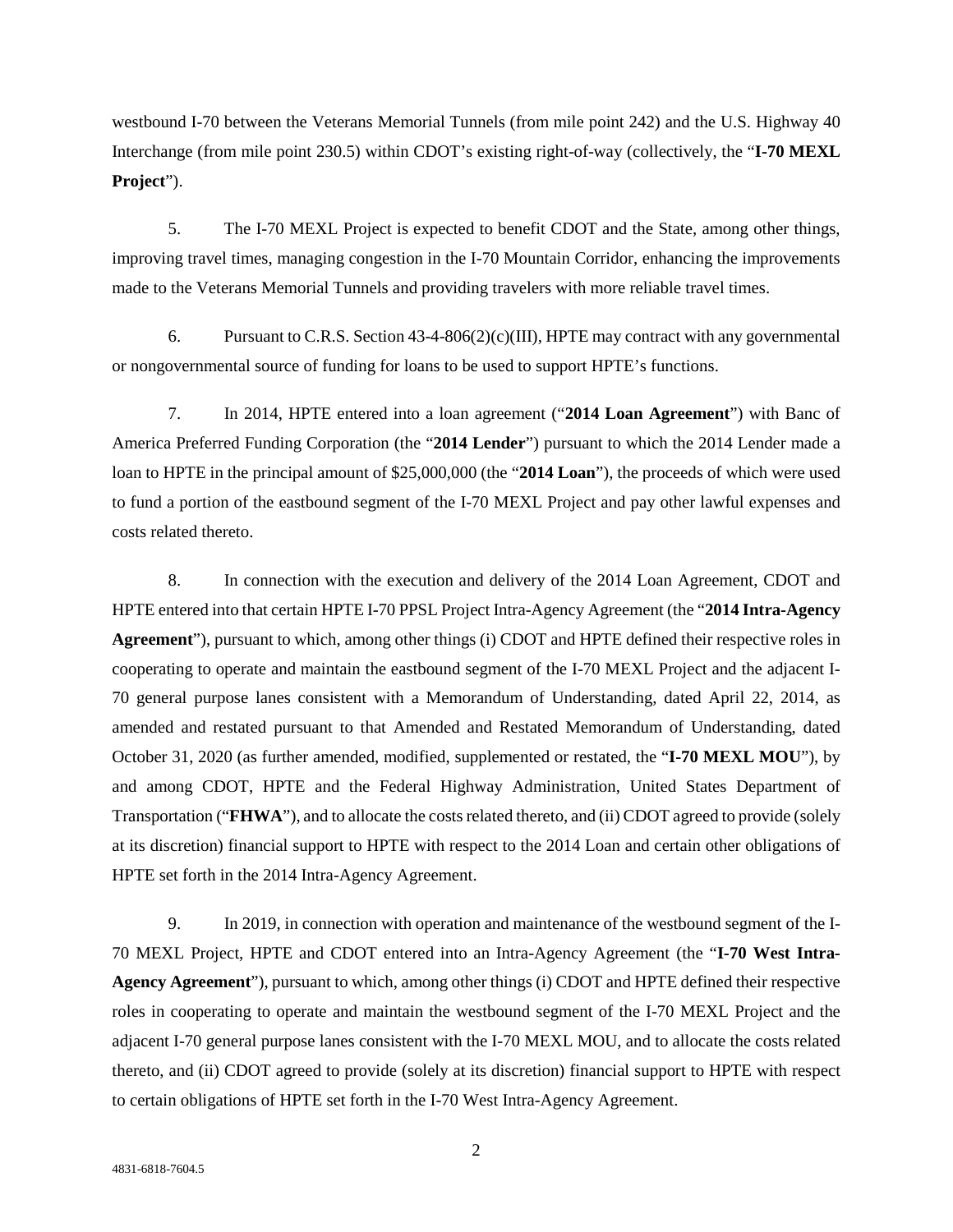westbound I-70 between the Veterans Memorial Tunnels (from mile point 242) and the U.S. Highway 40 Interchange (from mile point 230.5) within CDOT's existing right-of-way (collectively, the "**I-70 MEXL Project**").

5. The I-70 MEXL Project is expected to benefit CDOT and the State, among other things, improving travel times, managing congestion in the I-70 Mountain Corridor, enhancing the improvements made to the Veterans Memorial Tunnels and providing travelers with more reliable travel times.

6. Pursuant to C.R.S. Section 43-4-806(2)(c)(III), HPTE may contract with any governmental or nongovernmental source of funding for loans to be used to support HPTE's functions.

7. In 2014, HPTE entered into a loan agreement ("**2014 Loan Agreement**") with Banc of America Preferred Funding Corporation (the "**2014 Lender**") pursuant to which the 2014 Lender made a loan to HPTE in the principal amount of $25,000,000 (the "**2014 Loan**"), the proceeds of which were used to fund a portion of the eastbound segment of the I-70 MEXL Project and pay other lawful expenses and costs related thereto.

8. In connection with the execution and delivery of the 2014 Loan Agreement, CDOT and HPTE entered into that certain HPTE I-70 PPSL Project Intra-Agency Agreement (the "**2014 Intra-Agency Agreement**"), pursuant to which, among other things (i) CDOT and HPTE defined their respective roles in cooperating to operate and maintain the eastbound segment of the I-70 MEXL Project and the adjacent I-70 general purpose lanes consistent with a Memorandum of Understanding, dated April 22, 2014, as amended and restated pursuant to that Amended and Restated Memorandum of Understanding, dated October 31, 2020 (as further amended, modified, supplemented or restated, the "**I-70 MEXL MOU**"), by and among CDOT, HPTE and the Federal Highway Administration, United States Department of Transportation ("**FHWA**"), and to allocate the costs related thereto, and (ii) CDOT agreed to provide (solely at its discretion) financial support to HPTE with respect to the 2014 Loan and certain other obligations of HPTE set forth in the 2014 Intra-Agency Agreement.

9. In 2019, in connection with operation and maintenance of the westbound segment of the I-70 MEXL Project, HPTE and CDOT entered into an Intra-Agency Agreement (the "**I-70 West Intra-Agency Agreement**"), pursuant to which, among other things (i) CDOT and HPTE defined their respective roles in cooperating to operate and maintain the westbound segment of the I-70 MEXL Project and the adjacent I-70 general purpose lanes consistent with the I-70 MEXL MOU, and to allocate the costs related thereto, and (ii) CDOT agreed to provide (solely at its discretion) financial support to HPTE with respect to certain obligations of HPTE set forth in the I-70 West Intra-Agency Agreement.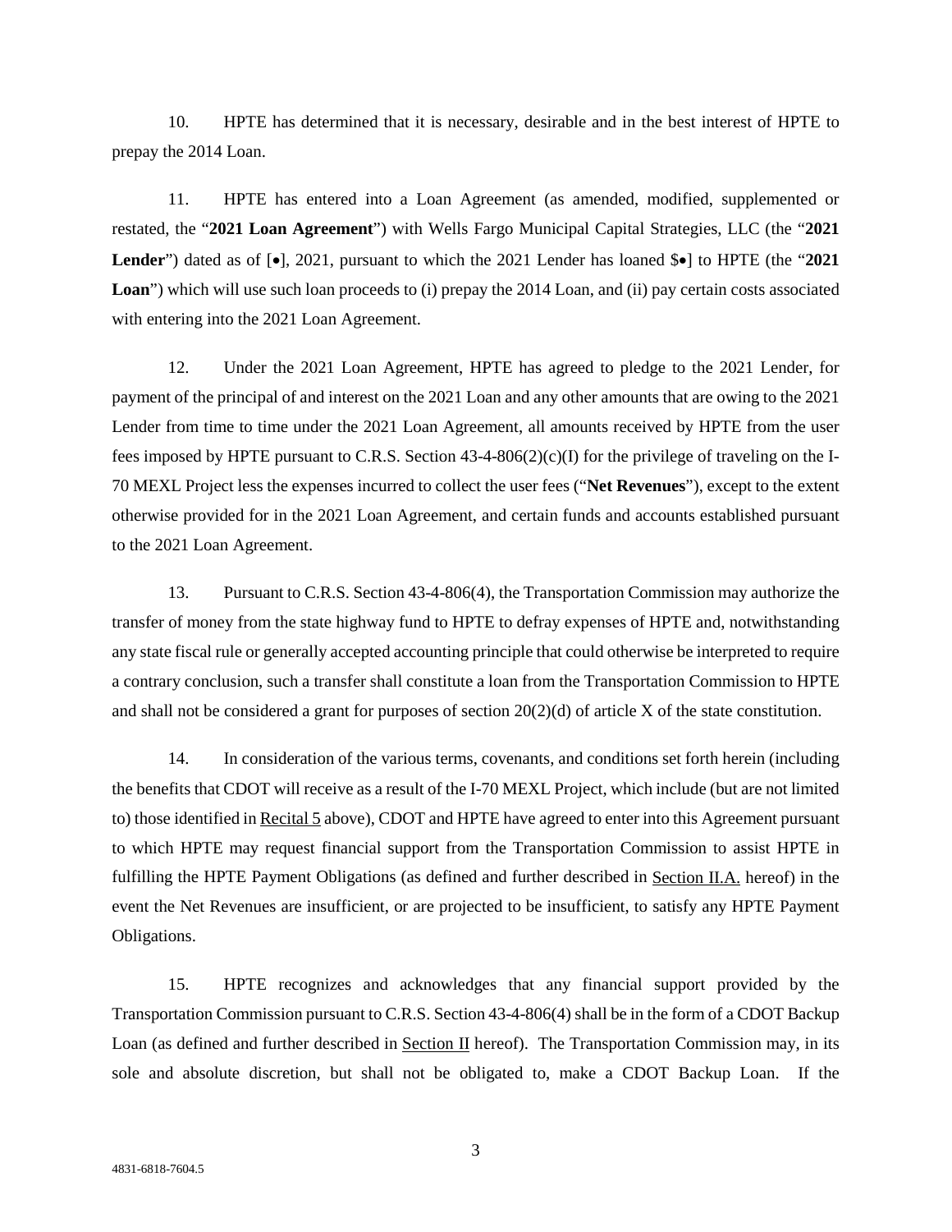10. HPTE has determined that it is necessary, desirable and in the best interest of HPTE to prepay the 2014 Loan.

11. HPTE has entered into a Loan Agreement (as amended, modified, supplemented or restated, the "**2021 Loan Agreement**") with Wells Fargo Municipal Capital Strategies, LLC (the "**2021 Lender**") dated as of [•], 2021, pursuant to which the 2021 Lender has loaned $•] to HPTE (the "**2021 Loan**") which will use such loan proceeds to (i) prepay the 2014 Loan, and (ii) pay certain costs associated with entering into the 2021 Loan Agreement.

12. Under the 2021 Loan Agreement, HPTE has agreed to pledge to the 2021 Lender, for payment of the principal of and interest on the 2021 Loan and any other amounts that are owing to the 2021 Lender from time to time under the 2021 Loan Agreement, all amounts received by HPTE from the user fees imposed by HPTE pursuant to C.R.S. Section 43-4-806(2)(c)(I) for the privilege of traveling on the I-70 MEXL Project less the expenses incurred to collect the user fees ("**Net Revenues**"), except to the extent otherwise provided for in the 2021 Loan Agreement, and certain funds and accounts established pursuant to the 2021 Loan Agreement.

13. Pursuant to C.R.S. Section 43-4-806(4), the Transportation Commission may authorize the transfer of money from the state highway fund to HPTE to defray expenses of HPTE and, notwithstanding any state fiscal rule or generally accepted accounting principle that could otherwise be interpreted to require a contrary conclusion, such a transfer shall constitute a loan from the Transportation Commission to HPTE and shall not be considered a grant for purposes of section 20(2)(d) of article X of the state constitution.

14. In consideration of the various terms, covenants, and conditions set forth herein (including the benefits that CDOT will receive as a result of the I-70 MEXL Project, which include (but are not limited to) those identified in Recital 5 above), CDOT and HPTE have agreed to enter into this Agreement pursuant to which HPTE may request financial support from the Transportation Commission to assist HPTE in fulfilling the HPTE Payment Obligations (as defined and further described in Section II.A. hereof) in the event the Net Revenues are insufficient, or are projected to be insufficient, to satisfy any HPTE Payment Obligations.

15. HPTE recognizes and acknowledges that any financial support provided by the Transportation Commission pursuant to C.R.S. Section 43-4-806(4) shall be in the form of a CDOT Backup Loan (as defined and further described in Section II hereof). The Transportation Commission may, in its sole and absolute discretion, but shall not be obligated to, make a CDOT Backup Loan. If the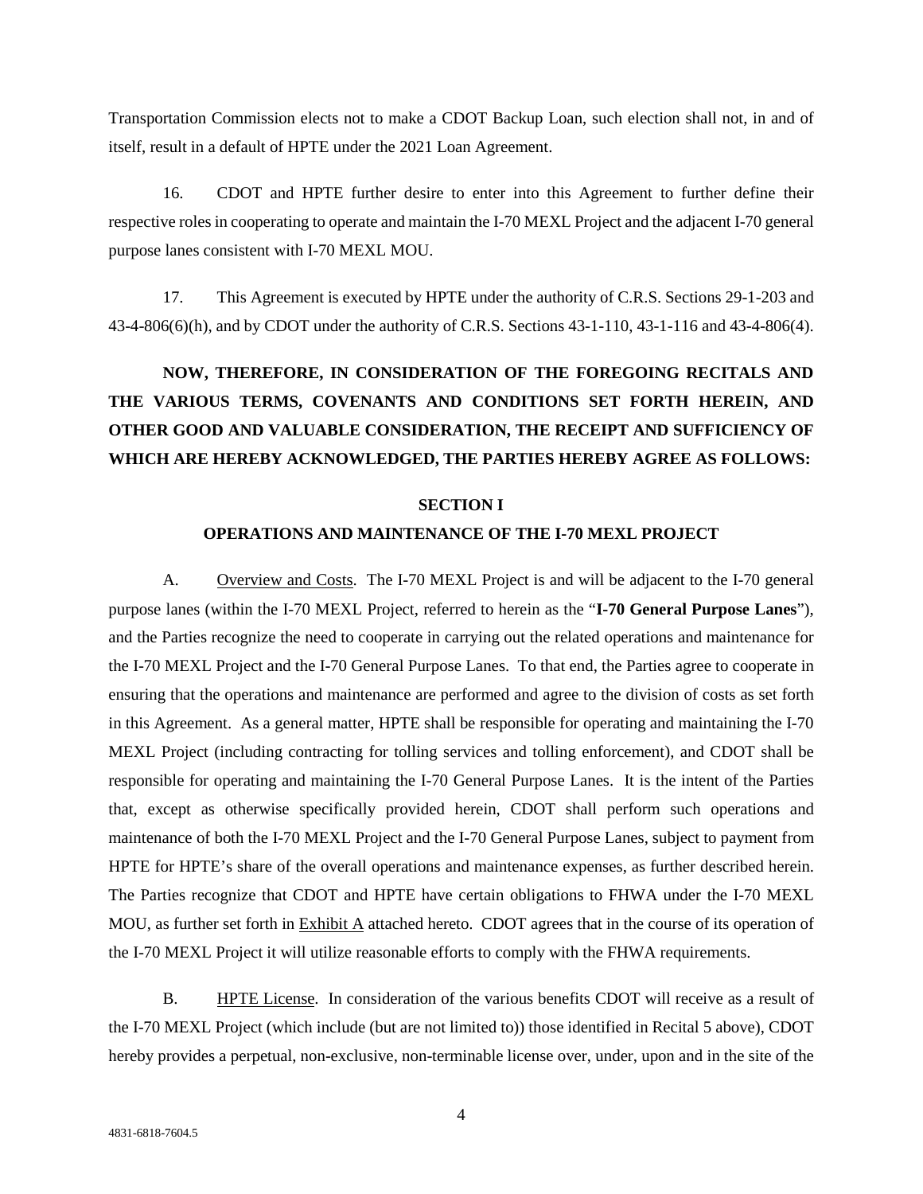Transportation Commission elects not to make a CDOT Backup Loan, such election shall not, in and of itself, result in a default of HPTE under the 2021 Loan Agreement.

16. CDOT and HPTE further desire to enter into this Agreement to further define their respective roles in cooperating to operate and maintain the I-70 MEXL Project and the adjacent I-70 general purpose lanes consistent with I-70 MEXL MOU.

17. This Agreement is executed by HPTE under the authority of C.R.S. Sections 29-1-203 and 43-4-806(6)(h), and by CDOT under the authority of C.R.S. Sections 43-1-110, 43-1-116 and 43-4-806(4).

**NOW, THEREFORE, IN CONSIDERATION OF THE FOREGOING RECITALS AND THE VARIOUS TERMS, COVENANTS AND CONDITIONS SET FORTH HEREIN, AND OTHER GOOD AND VALUABLE CONSIDERATION, THE RECEIPT AND SUFFICIENCY OF WHICH ARE HEREBY ACKNOWLEDGED, THE PARTIES HEREBY AGREE AS FOLLOWS:**

## SECTION I
## OPERATIONS AND MAINTENANCE OF THE I-70 MEXL PROJECT

A. Overview and Costs. The I-70 MEXL Project is and will be adjacent to the I-70 general purpose lanes (within the I-70 MEXL Project, referred to herein as the "**I-70 General Purpose Lanes**"), and the Parties recognize the need to cooperate in carrying out the related operations and maintenance for the I-70 MEXL Project and the I-70 General Purpose Lanes. To that end, the Parties agree to cooperate in ensuring that the operations and maintenance are performed and agree to the division of costs as set forth in this Agreement. As a general matter, HPTE shall be responsible for operating and maintaining the I-70 MEXL Project (including contracting for tolling services and tolling enforcement), and CDOT shall be responsible for operating and maintaining the I-70 General Purpose Lanes. It is the intent of the Parties that, except as otherwise specifically provided herein, CDOT shall perform such operations and maintenance of both the I-70 MEXL Project and the I-70 General Purpose Lanes, subject to payment from HPTE for HPTE's share of the overall operations and maintenance expenses, as further described herein. The Parties recognize that CDOT and HPTE have certain obligations to FHWA under the I-70 MEXL MOU, as further set forth in Exhibit A attached hereto. CDOT agrees that in the course of its operation of the I-70 MEXL Project it will utilize reasonable efforts to comply with the FHWA requirements.

B. HPTE License. In consideration of the various benefits CDOT will receive as a result of the I-70 MEXL Project (which include (but are not limited to)) those identified in Recital 5 above), CDOT hereby provides a perpetual, non-exclusive, non-terminable license over, under, upon and in the site of the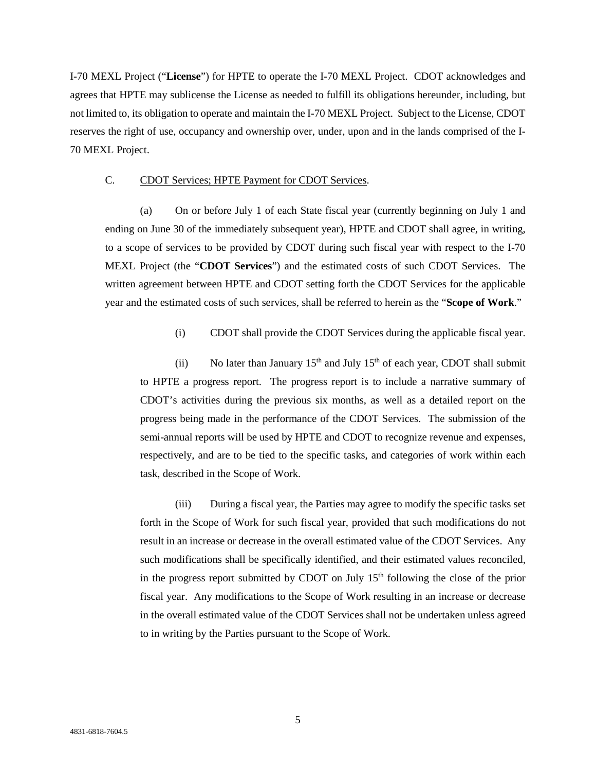I-70 MEXL Project ("**License**") for HPTE to operate the I-70 MEXL Project. CDOT acknowledges and agrees that HPTE may sublicense the License as needed to fulfill its obligations hereunder, including, but not limited to, its obligation to operate and maintain the I-70 MEXL Project. Subject to the License, CDOT reserves the right of use, occupancy and ownership over, under, upon and in the lands comprised of the I-70 MEXL Project.

C. <u>CDOT Services; HPTE Payment for CDOT Services</u>.

(a) On or before July 1 of each State fiscal year (currently beginning on July 1 and ending on June 30 of the immediately subsequent year), HPTE and CDOT shall agree, in writing, to a scope of services to be provided by CDOT during such fiscal year with respect to the I-70 MEXL Project (the "**CDOT Services**") and the estimated costs of such CDOT Services. The written agreement between HPTE and CDOT setting forth the CDOT Services for the applicable year and the estimated costs of such services, shall be referred to herein as the "**Scope of Work**."

(i) CDOT shall provide the CDOT Services during the applicable fiscal year.

(ii) No later than January 15th and July 15th of each year, CDOT shall submit to HPTE a progress report. The progress report is to include a narrative summary of CDOT's activities during the previous six months, as well as a detailed report on the progress being made in the performance of the CDOT Services. The submission of the semi-annual reports will be used by HPTE and CDOT to recognize revenue and expenses, respectively, and are to be tied to the specific tasks, and categories of work within each task, described in the Scope of Work.

(iii) During a fiscal year, the Parties may agree to modify the specific tasks set forth in the Scope of Work for such fiscal year, provided that such modifications do not result in an increase or decrease in the overall estimated value of the CDOT Services. Any such modifications shall be specifically identified, and their estimated values reconciled, in the progress report submitted by CDOT on July 15th following the close of the prior fiscal year. Any modifications to the Scope of Work resulting in an increase or decrease in the overall estimated value of the CDOT Services shall not be undertaken unless agreed to in writing by the Parties pursuant to the Scope of Work.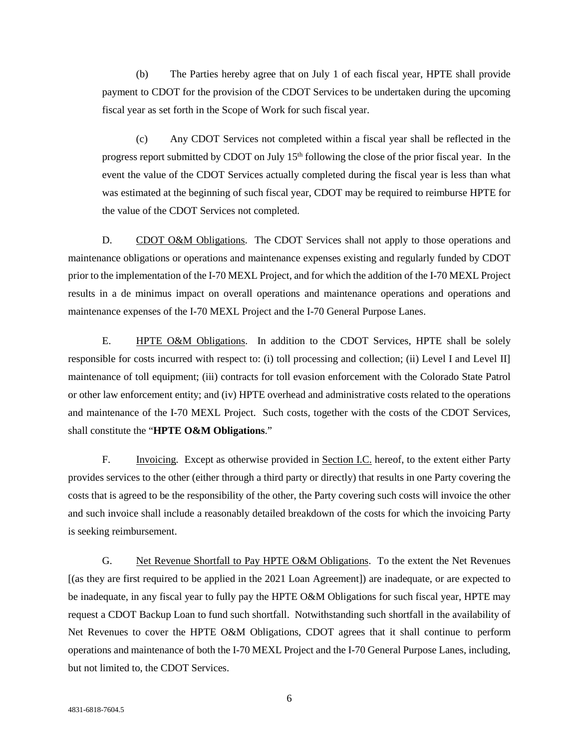(b) The Parties hereby agree that on July 1 of each fiscal year, HPTE shall provide payment to CDOT for the provision of the CDOT Services to be undertaken during the upcoming fiscal year as set forth in the Scope of Work for such fiscal year.

(c) Any CDOT Services not completed within a fiscal year shall be reflected in the progress report submitted by CDOT on July 15th following the close of the prior fiscal year. In the event the value of the CDOT Services actually completed during the fiscal year is less than what was estimated at the beginning of such fiscal year, CDOT may be required to reimburse HPTE for the value of the CDOT Services not completed.

D. CDOT O&M Obligations. The CDOT Services shall not apply to those operations and maintenance obligations or operations and maintenance expenses existing and regularly funded by CDOT prior to the implementation of the I-70 MEXL Project, and for which the addition of the I-70 MEXL Project results in a de minimus impact on overall operations and maintenance operations and operations and maintenance expenses of the I-70 MEXL Project and the I-70 General Purpose Lanes.

E. HPTE O&M Obligations. In addition to the CDOT Services, HPTE shall be solely responsible for costs incurred with respect to: (i) toll processing and collection; (ii) Level I and Level II] maintenance of toll equipment; (iii) contracts for toll evasion enforcement with the Colorado State Patrol or other law enforcement entity; and (iv) HPTE overhead and administrative costs related to the operations and maintenance of the I-70 MEXL Project. Such costs, together with the costs of the CDOT Services, shall constitute the "**HPTE O&M Obligations**."

F. Invoicing. Except as otherwise provided in Section I.C. hereof, to the extent either Party provides services to the other (either through a third party or directly) that results in one Party covering the costs that is agreed to be the responsibility of the other, the Party covering such costs will invoice the other and such invoice shall include a reasonably detailed breakdown of the costs for which the invoicing Party is seeking reimbursement.

G. Net Revenue Shortfall to Pay HPTE O&M Obligations. To the extent the Net Revenues [(as they are first required to be applied in the 2021 Loan Agreement]) are inadequate, or are expected to be inadequate, in any fiscal year to fully pay the HPTE O&M Obligations for such fiscal year, HPTE may request a CDOT Backup Loan to fund such shortfall. Notwithstanding such shortfall in the availability of Net Revenues to cover the HPTE O&M Obligations, CDOT agrees that it shall continue to perform operations and maintenance of both the I-70 MEXL Project and the I-70 General Purpose Lanes, including, but not limited to, the CDOT Services.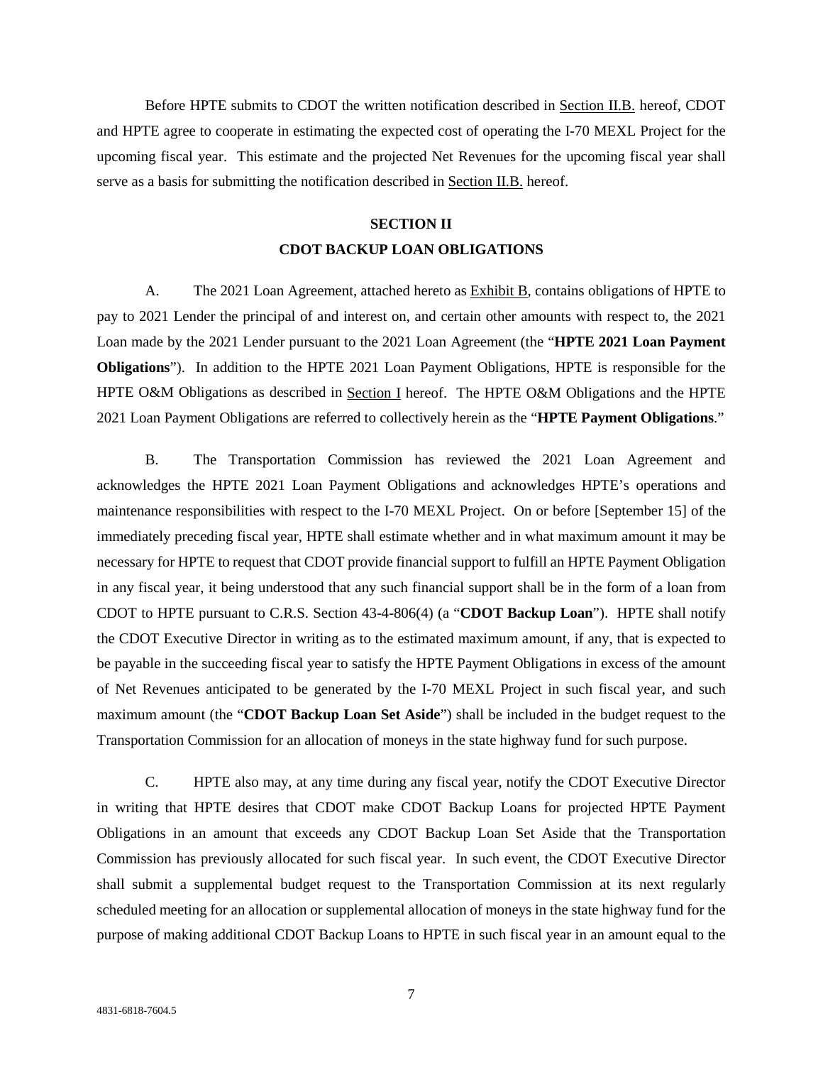Before HPTE submits to CDOT the written notification described in Section II.B. hereof, CDOT and HPTE agree to cooperate in estimating the expected cost of operating the I-70 MEXL Project for the upcoming fiscal year. This estimate and the projected Net Revenues for the upcoming fiscal year shall serve as a basis for submitting the notification described in Section II.B. hereof.

## SECTION II

## CDOT BACKUP LOAN OBLIGATIONS

A. The 2021 Loan Agreement, attached hereto as Exhibit B, contains obligations of HPTE to pay to 2021 Lender the principal of and interest on, and certain other amounts with respect to, the 2021 Loan made by the 2021 Lender pursuant to the 2021 Loan Agreement (the "**HPTE 2021 Loan Payment Obligations**"). In addition to the HPTE 2021 Loan Payment Obligations, HPTE is responsible for the HPTE O&M Obligations as described in Section I hereof. The HPTE O&M Obligations and the HPTE 2021 Loan Payment Obligations are referred to collectively herein as the "**HPTE Payment Obligations**."

B. The Transportation Commission has reviewed the 2021 Loan Agreement and acknowledges the HPTE 2021 Loan Payment Obligations and acknowledges HPTE's operations and maintenance responsibilities with respect to the I-70 MEXL Project. On or before [September 15] of the immediately preceding fiscal year, HPTE shall estimate whether and in what maximum amount it may be necessary for HPTE to request that CDOT provide financial support to fulfill an HPTE Payment Obligation in any fiscal year, it being understood that any such financial support shall be in the form of a loan from CDOT to HPTE pursuant to C.R.S. Section 43-4-806(4) (a "**CDOT Backup Loan**"). HPTE shall notify the CDOT Executive Director in writing as to the estimated maximum amount, if any, that is expected to be payable in the succeeding fiscal year to satisfy the HPTE Payment Obligations in excess of the amount of Net Revenues anticipated to be generated by the I-70 MEXL Project in such fiscal year, and such maximum amount (the "**CDOT Backup Loan Set Aside**") shall be included in the budget request to the Transportation Commission for an allocation of moneys in the state highway fund for such purpose.

C. HPTE also may, at any time during any fiscal year, notify the CDOT Executive Director in writing that HPTE desires that CDOT make CDOT Backup Loans for projected HPTE Payment Obligations in an amount that exceeds any CDOT Backup Loan Set Aside that the Transportation Commission has previously allocated for such fiscal year. In such event, the CDOT Executive Director shall submit a supplemental budget request to the Transportation Commission at its next regularly scheduled meeting for an allocation or supplemental allocation of moneys in the state highway fund for the purpose of making additional CDOT Backup Loans to HPTE in such fiscal year in an amount equal to the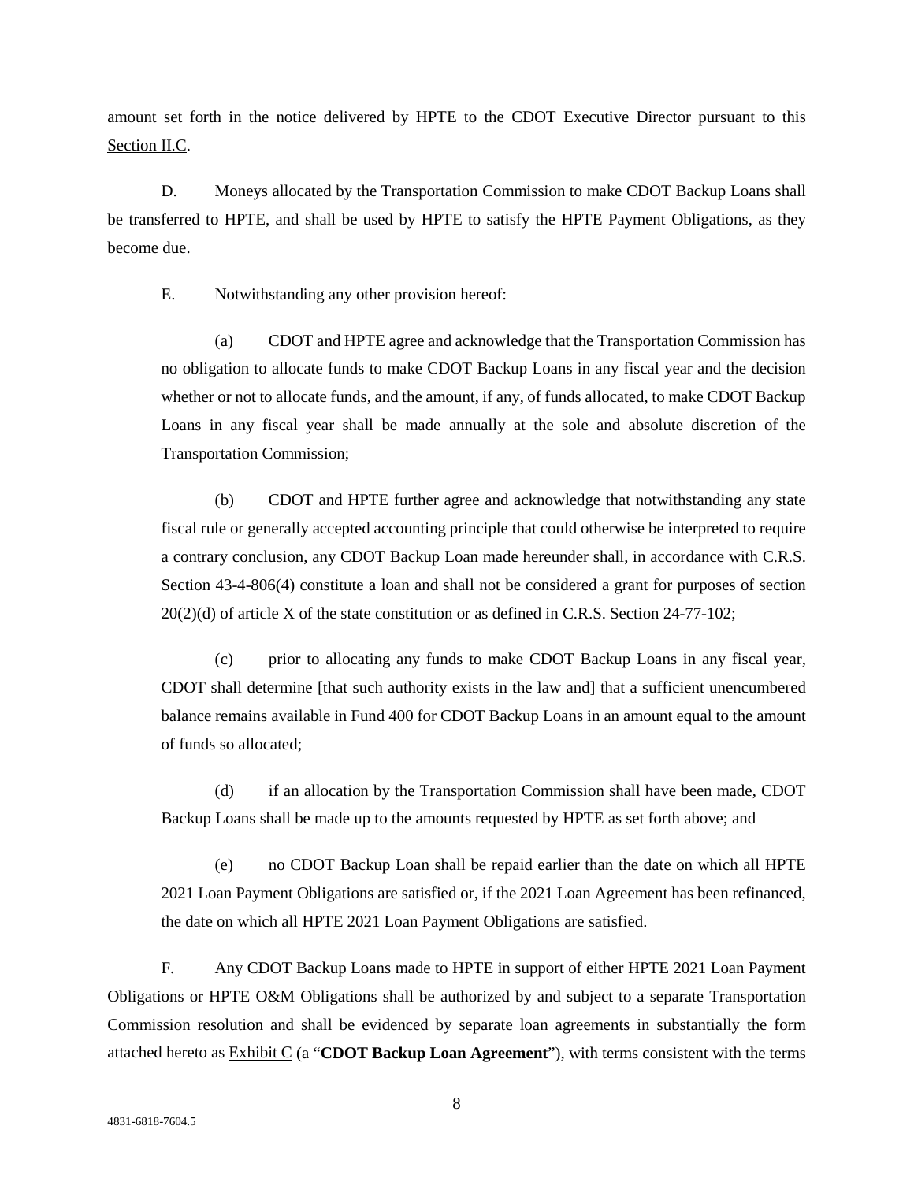amount set forth in the notice delivered by HPTE to the CDOT Executive Director pursuant to this Section II.C.

D. Moneys allocated by the Transportation Commission to make CDOT Backup Loans shall be transferred to HPTE, and shall be used by HPTE to satisfy the HPTE Payment Obligations, as they become due.

E. Notwithstanding any other provision hereof:

(a) CDOT and HPTE agree and acknowledge that the Transportation Commission has no obligation to allocate funds to make CDOT Backup Loans in any fiscal year and the decision whether or not to allocate funds, and the amount, if any, of funds allocated, to make CDOT Backup Loans in any fiscal year shall be made annually at the sole and absolute discretion of the Transportation Commission;

(b) CDOT and HPTE further agree and acknowledge that notwithstanding any state fiscal rule or generally accepted accounting principle that could otherwise be interpreted to require a contrary conclusion, any CDOT Backup Loan made hereunder shall, in accordance with C.R.S. Section 43-4-806(4) constitute a loan and shall not be considered a grant for purposes of section 20(2)(d) of article X of the state constitution or as defined in C.R.S. Section 24-77-102;

(c) prior to allocating any funds to make CDOT Backup Loans in any fiscal year, CDOT shall determine [that such authority exists in the law and] that a sufficient unencumbered balance remains available in Fund 400 for CDOT Backup Loans in an amount equal to the amount of funds so allocated;

(d) if an allocation by the Transportation Commission shall have been made, CDOT Backup Loans shall be made up to the amounts requested by HPTE as set forth above; and

(e) no CDOT Backup Loan shall be repaid earlier than the date on which all HPTE 2021 Loan Payment Obligations are satisfied or, if the 2021 Loan Agreement has been refinanced, the date on which all HPTE 2021 Loan Payment Obligations are satisfied.

F. Any CDOT Backup Loans made to HPTE in support of either HPTE 2021 Loan Payment Obligations or HPTE O&M Obligations shall be authorized by and subject to a separate Transportation Commission resolution and shall be evidenced by separate loan agreements in substantially the form attached hereto as Exhibit C (a "**CDOT Backup Loan Agreement**"), with terms consistent with the terms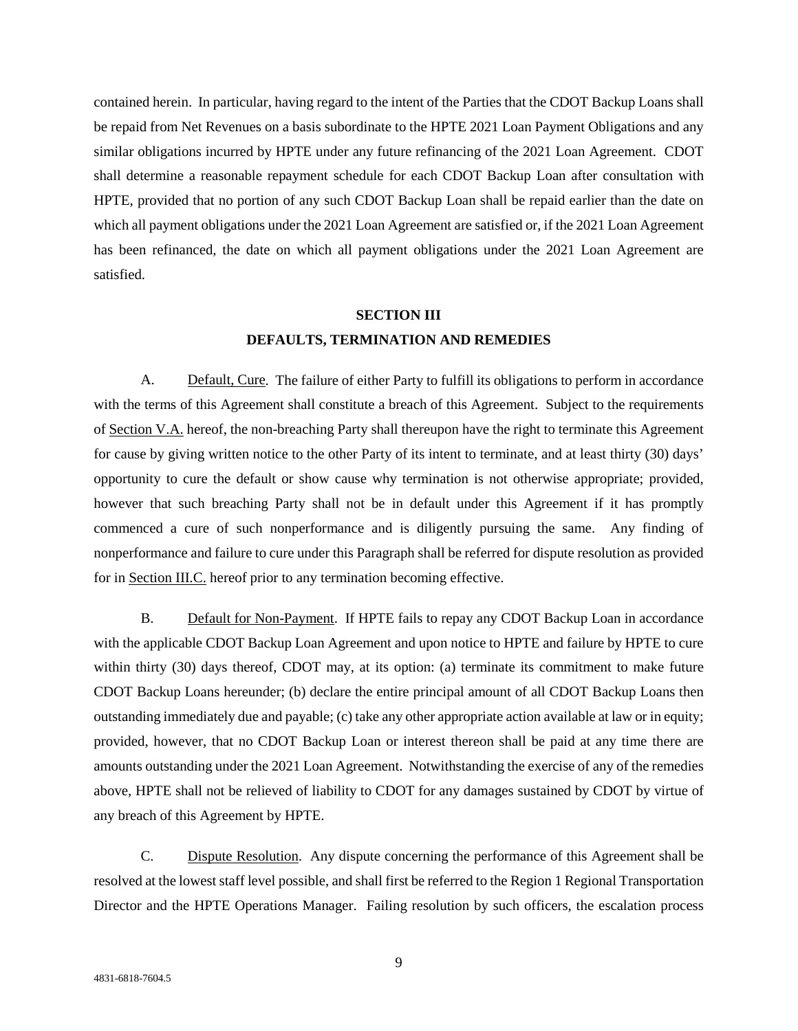contained herein. In particular, having regard to the intent of the Parties that the CDOT Backup Loans shall be repaid from Net Revenues on a basis subordinate to the HPTE 2021 Loan Payment Obligations and any similar obligations incurred by HPTE under any future refinancing of the 2021 Loan Agreement. CDOT shall determine a reasonable repayment schedule for each CDOT Backup Loan after consultation with HPTE, provided that no portion of any such CDOT Backup Loan shall be repaid earlier than the date on which all payment obligations under the 2021 Loan Agreement are satisfied or, if the 2021 Loan Agreement has been refinanced, the date on which all payment obligations under the 2021 Loan Agreement are satisfied.

## SECTION III
## DEFAULTS, TERMINATION AND REMEDIES

A. Default, Cure. The failure of either Party to fulfill its obligations to perform in accordance with the terms of this Agreement shall constitute a breach of this Agreement. Subject to the requirements of Section V.A. hereof, the non-breaching Party shall thereupon have the right to terminate this Agreement for cause by giving written notice to the other Party of its intent to terminate, and at least thirty (30) days' opportunity to cure the default or show cause why termination is not otherwise appropriate; provided, however that such breaching Party shall not be in default under this Agreement if it has promptly commenced a cure of such nonperformance and is diligently pursuing the same. Any finding of nonperformance and failure to cure under this Paragraph shall be referred for dispute resolution as provided for in Section III.C. hereof prior to any termination becoming effective.

B. Default for Non-Payment. If HPTE fails to repay any CDOT Backup Loan in accordance with the applicable CDOT Backup Loan Agreement and upon notice to HPTE and failure by HPTE to cure within thirty (30) days thereof, CDOT may, at its option: (a) terminate its commitment to make future CDOT Backup Loans hereunder; (b) declare the entire principal amount of all CDOT Backup Loans then outstanding immediately due and payable; (c) take any other appropriate action available at law or in equity; provided, however, that no CDOT Backup Loan or interest thereon shall be paid at any time there are amounts outstanding under the 2021 Loan Agreement. Notwithstanding the exercise of any of the remedies above, HPTE shall not be relieved of liability to CDOT for any damages sustained by CDOT by virtue of any breach of this Agreement by HPTE.

C. Dispute Resolution. Any dispute concerning the performance of this Agreement shall be resolved at the lowest staff level possible, and shall first be referred to the Region 1 Regional Transportation Director and the HPTE Operations Manager. Failing resolution by such officers, the escalation process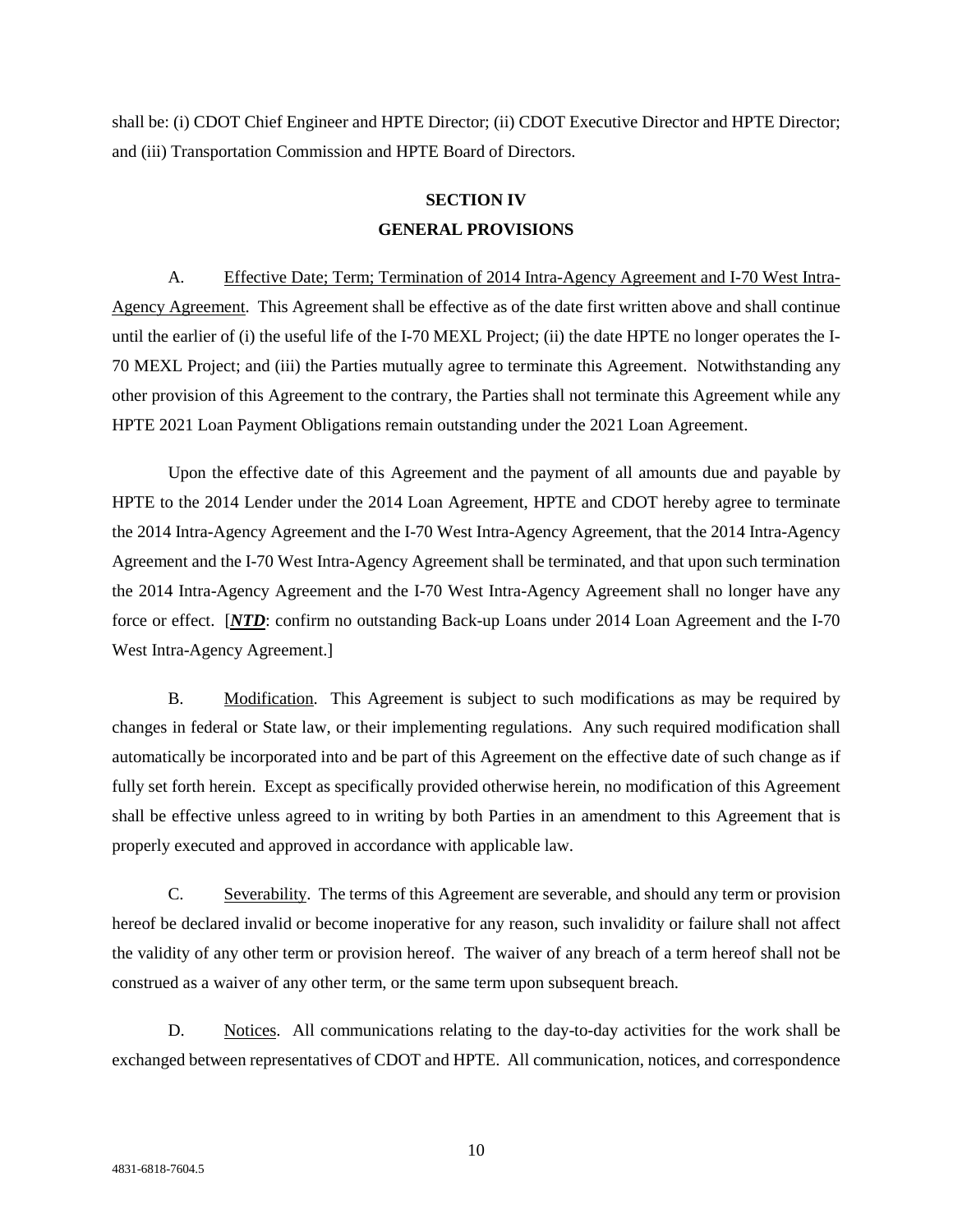shall be: (i) CDOT Chief Engineer and HPTE Director; (ii) CDOT Executive Director and HPTE Director; and (iii) Transportation Commission and HPTE Board of Directors.

## SECTION IV
## GENERAL PROVISIONS

A. Effective Date; Term; Termination of 2014 Intra-Agency Agreement and I-70 West Intra-Agency Agreement. This Agreement shall be effective as of the date first written above and shall continue until the earlier of (i) the useful life of the I-70 MEXL Project; (ii) the date HPTE no longer operates the I-70 MEXL Project; and (iii) the Parties mutually agree to terminate this Agreement. Notwithstanding any other provision of this Agreement to the contrary, the Parties shall not terminate this Agreement while any HPTE 2021 Loan Payment Obligations remain outstanding under the 2021 Loan Agreement.

Upon the effective date of this Agreement and the payment of all amounts due and payable by HPTE to the 2014 Lender under the 2014 Loan Agreement, HPTE and CDOT hereby agree to terminate the 2014 Intra-Agency Agreement and the I-70 West Intra-Agency Agreement, that the 2014 Intra-Agency Agreement and the I-70 West Intra-Agency Agreement shall be terminated, and that upon such termination the 2014 Intra-Agency Agreement and the I-70 West Intra-Agency Agreement shall no longer have any force or effect. [***NTD***: confirm no outstanding Back-up Loans under 2014 Loan Agreement and the I-70 West Intra-Agency Agreement.]

B. Modification. This Agreement is subject to such modifications as may be required by changes in federal or State law, or their implementing regulations. Any such required modification shall automatically be incorporated into and be part of this Agreement on the effective date of such change as if fully set forth herein. Except as specifically provided otherwise herein, no modification of this Agreement shall be effective unless agreed to in writing by both Parties in an amendment to this Agreement that is properly executed and approved in accordance with applicable law.

C. Severability. The terms of this Agreement are severable, and should any term or provision hereof be declared invalid or become inoperative for any reason, such invalidity or failure shall not affect the validity of any other term or provision hereof. The waiver of any breach of a term hereof shall not be construed as a waiver of any other term, or the same term upon subsequent breach.

D. Notices. All communications relating to the day-to-day activities for the work shall be exchanged between representatives of CDOT and HPTE. All communication, notices, and correspondence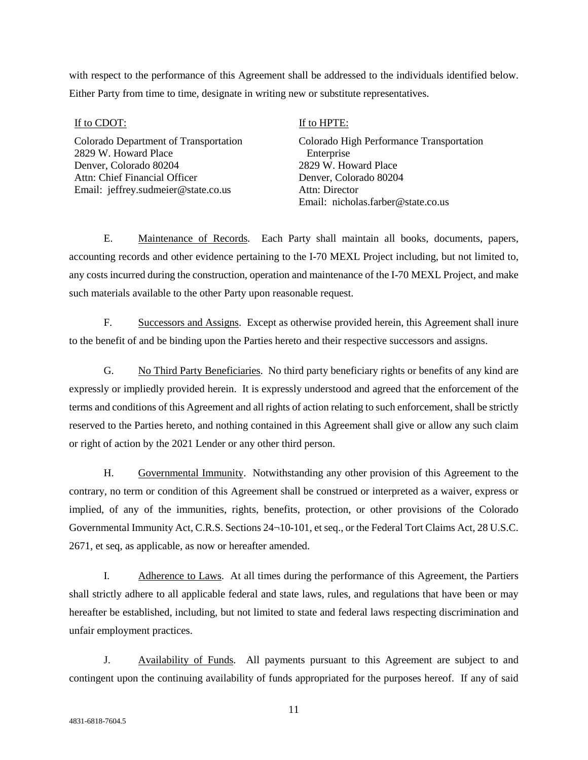with respect to the performance of this Agreement shall be addressed to the individuals identified below. Either Party from time to time, designate in writing new or substitute representatives.

If to CDOT:

Colorado Department of Transportation
2829 W. Howard Place
Denver, Colorado 80204
Attn: Chief Financial Officer
Email: jeffrey.sudmeier@state.co.us

If to HPTE:

Colorado High Performance Transportation Enterprise
2829 W. Howard Place
Denver, Colorado 80204
Attn: Director
Email: nicholas.farber@state.co.us

E. Maintenance of Records. Each Party shall maintain all books, documents, papers, accounting records and other evidence pertaining to the I-70 MEXL Project including, but not limited to, any costs incurred during the construction, operation and maintenance of the I-70 MEXL Project, and make such materials available to the other Party upon reasonable request.

F. Successors and Assigns. Except as otherwise provided herein, this Agreement shall inure to the benefit of and be binding upon the Parties hereto and their respective successors and assigns.

G. No Third Party Beneficiaries. No third party beneficiary rights or benefits of any kind are expressly or impliedly provided herein. It is expressly understood and agreed that the enforcement of the terms and conditions of this Agreement and all rights of action relating to such enforcement, shall be strictly reserved to the Parties hereto, and nothing contained in this Agreement shall give or allow any such claim or right of action by the 2021 Lender or any other third person.

H. Governmental Immunity. Notwithstanding any other provision of this Agreement to the contrary, no term or condition of this Agreement shall be construed or interpreted as a waiver, express or implied, of any of the immunities, rights, benefits, protection, or other provisions of the Colorado Governmental Immunity Act, C.R.S. Sections 24¬10-101, et seq., or the Federal Tort Claims Act, 28 U.S.C. 2671, et seq, as applicable, as now or hereafter amended.

I. Adherence to Laws. At all times during the performance of this Agreement, the Partiers shall strictly adhere to all applicable federal and state laws, rules, and regulations that have been or may hereafter be established, including, but not limited to state and federal laws respecting discrimination and unfair employment practices.

J. Availability of Funds. All payments pursuant to this Agreement are subject to and contingent upon the continuing availability of funds appropriated for the purposes hereof. If any of said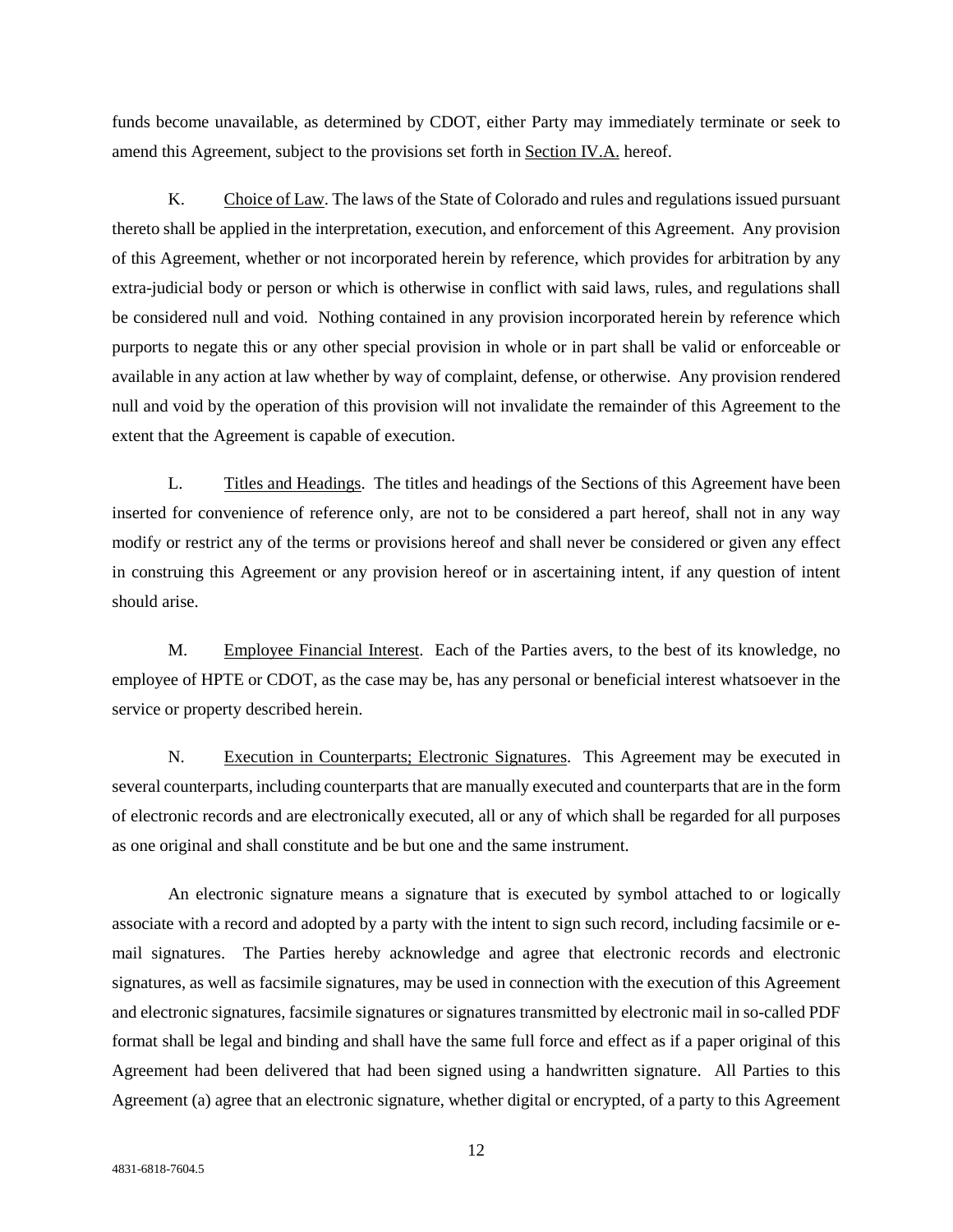funds become unavailable, as determined by CDOT, either Party may immediately terminate or seek to amend this Agreement, subject to the provisions set forth in Section IV.A. hereof.

K. Choice of Law. The laws of the State of Colorado and rules and regulations issued pursuant thereto shall be applied in the interpretation, execution, and enforcement of this Agreement. Any provision of this Agreement, whether or not incorporated herein by reference, which provides for arbitration by any extra-judicial body or person or which is otherwise in conflict with said laws, rules, and regulations shall be considered null and void. Nothing contained in any provision incorporated herein by reference which purports to negate this or any other special provision in whole or in part shall be valid or enforceable or available in any action at law whether by way of complaint, defense, or otherwise. Any provision rendered null and void by the operation of this provision will not invalidate the remainder of this Agreement to the extent that the Agreement is capable of execution.

L. Titles and Headings. The titles and headings of the Sections of this Agreement have been inserted for convenience of reference only, are not to be considered a part hereof, shall not in any way modify or restrict any of the terms or provisions hereof and shall never be considered or given any effect in construing this Agreement or any provision hereof or in ascertaining intent, if any question of intent should arise.

M. Employee Financial Interest. Each of the Parties avers, to the best of its knowledge, no employee of HPTE or CDOT, as the case may be, has any personal or beneficial interest whatsoever in the service or property described herein.

N. Execution in Counterparts; Electronic Signatures. This Agreement may be executed in several counterparts, including counterparts that are manually executed and counterparts that are in the form of electronic records and are electronically executed, all or any of which shall be regarded for all purposes as one original and shall constitute and be but one and the same instrument.

An electronic signature means a signature that is executed by symbol attached to or logically associate with a record and adopted by a party with the intent to sign such record, including facsimile or e-mail signatures. The Parties hereby acknowledge and agree that electronic records and electronic signatures, as well as facsimile signatures, may be used in connection with the execution of this Agreement and electronic signatures, facsimile signatures or signatures transmitted by electronic mail in so-called PDF format shall be legal and binding and shall have the same full force and effect as if a paper original of this Agreement had been delivered that had been signed using a handwritten signature. All Parties to this Agreement (a) agree that an electronic signature, whether digital or encrypted, of a party to this Agreement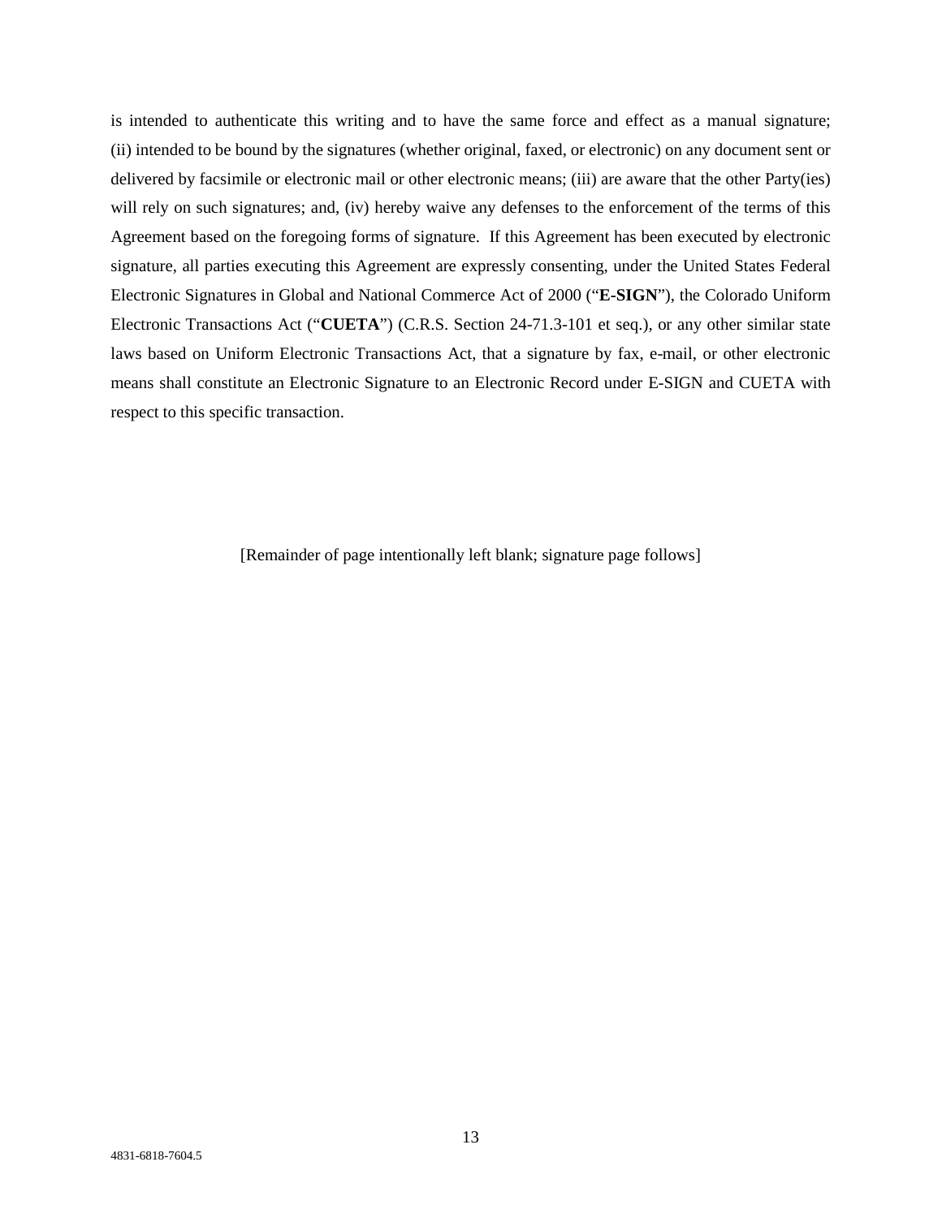is intended to authenticate this writing and to have the same force and effect as a manual signature; (ii) intended to be bound by the signatures (whether original, faxed, or electronic) on any document sent or delivered by facsimile or electronic mail or other electronic means; (iii) are aware that the other Party(ies) will rely on such signatures; and, (iv) hereby waive any defenses to the enforcement of the terms of this Agreement based on the foregoing forms of signature. If this Agreement has been executed by electronic signature, all parties executing this Agreement are expressly consenting, under the United States Federal Electronic Signatures in Global and National Commerce Act of 2000 ("**E-SIGN**"), the Colorado Uniform Electronic Transactions Act ("**CUETA**") (C.R.S. Section 24-71.3-101 et seq.), or any other similar state laws based on Uniform Electronic Transactions Act, that a signature by fax, e-mail, or other electronic means shall constitute an Electronic Signature to an Electronic Record under E-SIGN and CUETA with respect to this specific transaction.

[Remainder of page intentionally left blank; signature page follows]

4831-6818-7604.5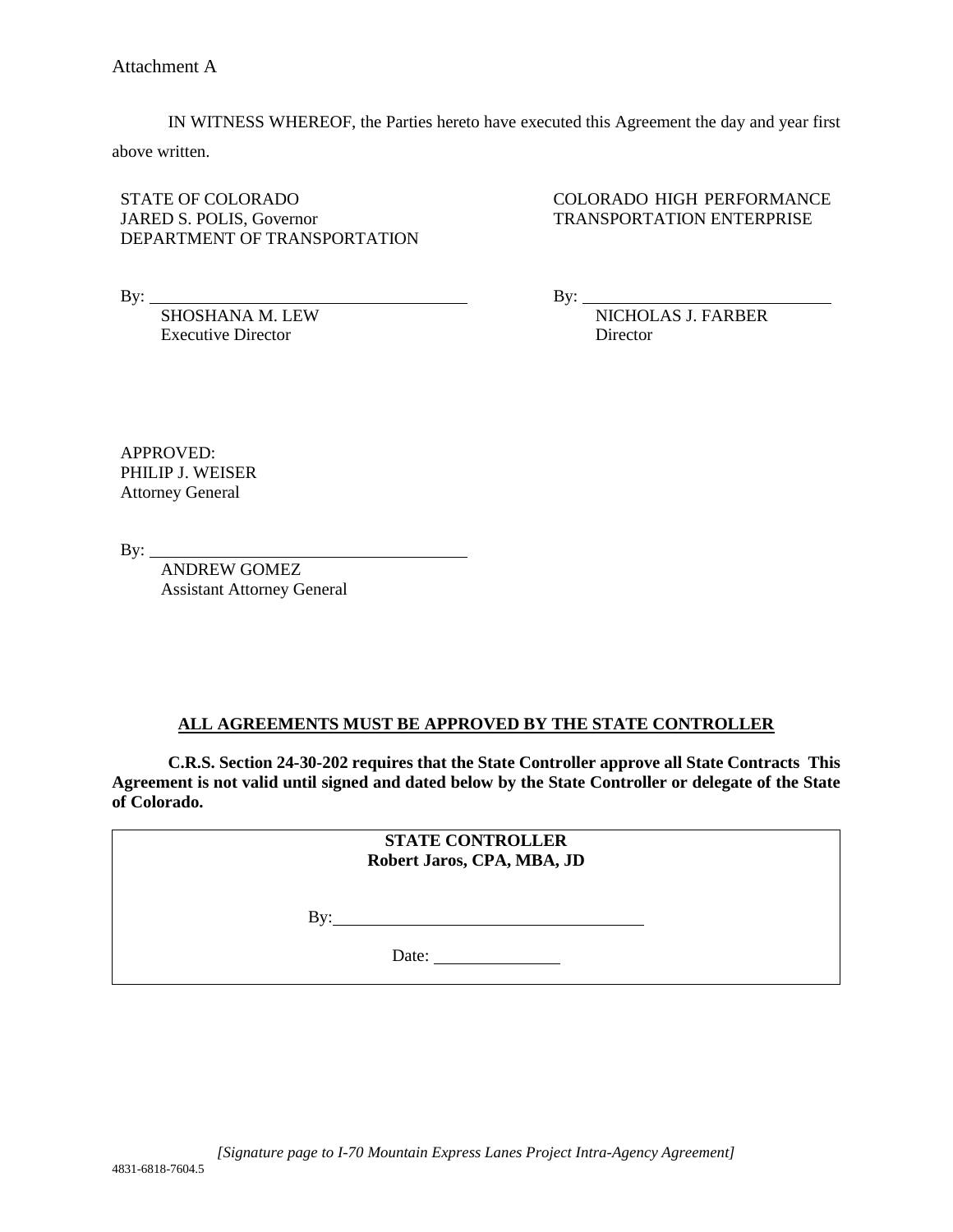Attachment A

IN WITNESS WHEREOF, the Parties hereto have executed this Agreement the day and year first above written.

STATE OF COLORADO
JARED S. POLIS, Governor
DEPARTMENT OF TRANSPORTATION

By: ___________________________________
SHOSHANA M. LEW
Executive Director

COLORADO HIGH PERFORMANCE TRANSPORTATION ENTERPRISE

By: ___________________________________
NICHOLAS J. FARBER
Director

APPROVED:
PHILIP J. WEISER
Attorney General

By: ___________________________________
ANDREW GOMEZ
Assistant Attorney General

**ALL AGREEMENTS MUST BE APPROVED BY THE STATE CONTROLLER**

**C.R.S. Section 24-30-202 requires that the State Controller approve all State Contracts This Agreement is not valid until signed and dated below by the State Controller or delegate of the State of Colorado.**

| **STATE CONTROLLER** **Robert Jaros, CPA, MBA, JD** |
|---|
| By: ___________________________________ |
| Date: _______________ |

*[Signature page to I-70 Mountain Express Lanes Project Intra-Agency Agreement]*

4831-6818-7604.5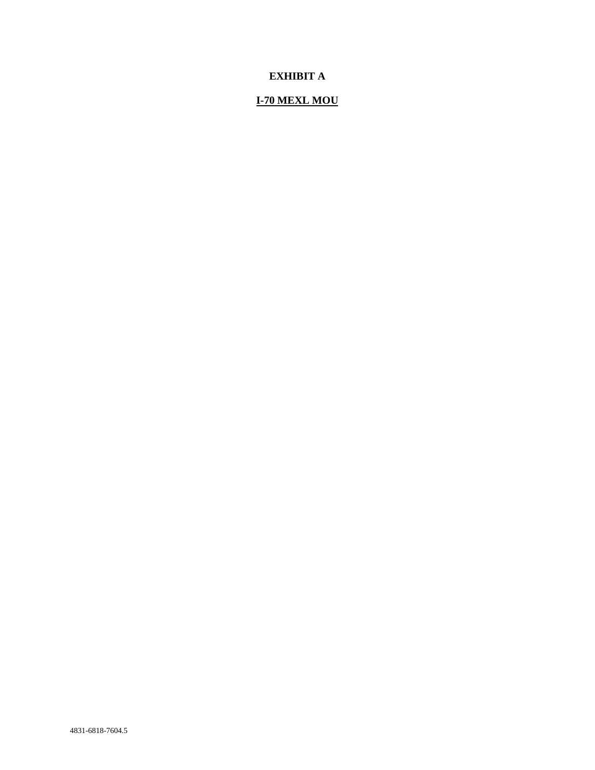# EXHIBIT A

## I-70 MEXL MOU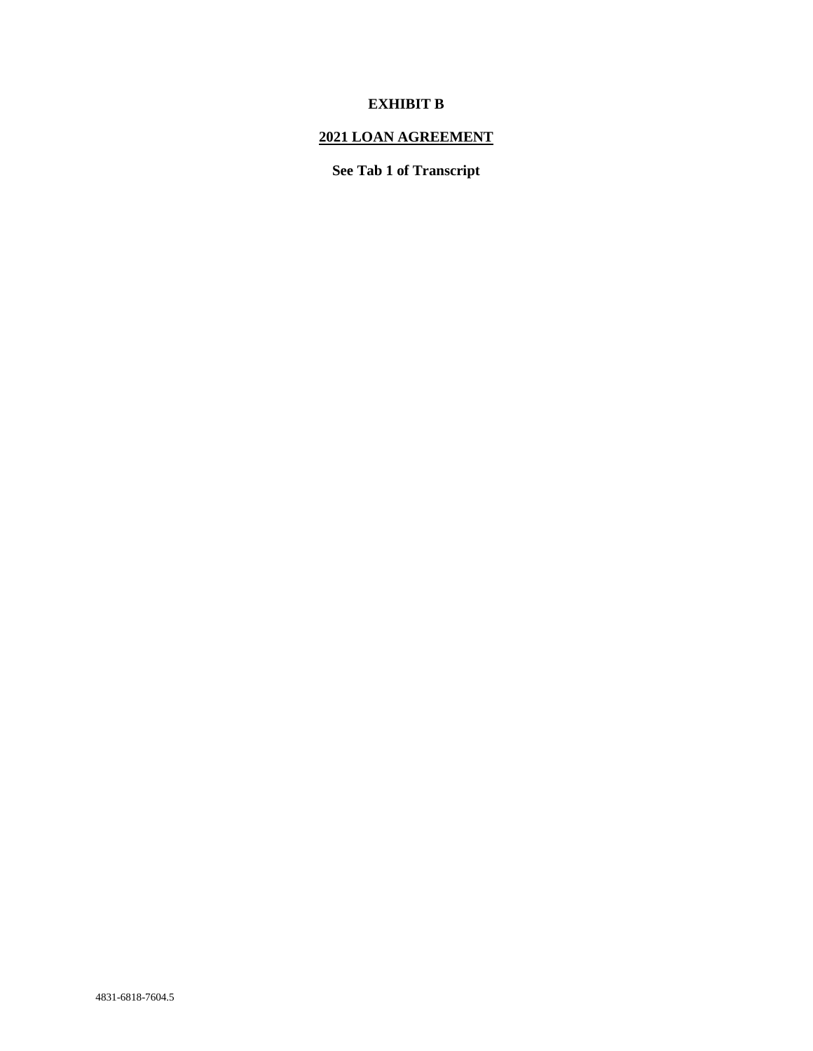**EXHIBIT B**

**2021 LOAN AGREEMENT**

**See Tab 1 of Transcript**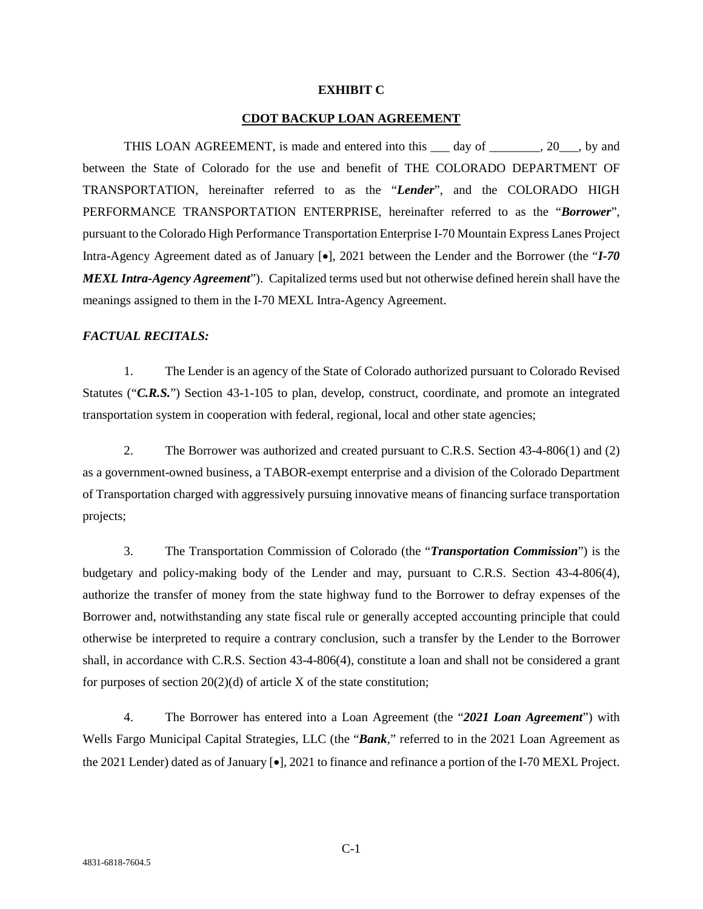**EXHIBIT C**

**CDOT BACKUP LOAN AGREEMENT**

THIS LOAN AGREEMENT, is made and entered into this ___ day of ________, 20___, by and between the State of Colorado for the use and benefit of THE COLORADO DEPARTMENT OF TRANSPORTATION, hereinafter referred to as the "***Lender***", and the COLORADO HIGH PERFORMANCE TRANSPORTATION ENTERPRISE, hereinafter referred to as the "***Borrower***", pursuant to the Colorado High Performance Transportation Enterprise I-70 Mountain Express Lanes Project Intra-Agency Agreement dated as of January [•], 2021 between the Lender and the Borrower (the "***I-70 MEXL Intra-Agency Agreement***"). Capitalized terms used but not otherwise defined herein shall have the meanings assigned to them in the I-70 MEXL Intra-Agency Agreement.

***FACTUAL RECITALS:***

1. The Lender is an agency of the State of Colorado authorized pursuant to Colorado Revised Statutes ("***C.R.S.***") Section 43-1-105 to plan, develop, construct, coordinate, and promote an integrated transportation system in cooperation with federal, regional, local and other state agencies;

2. The Borrower was authorized and created pursuant to C.R.S. Section 43-4-806(1) and (2) as a government-owned business, a TABOR-exempt enterprise and a division of the Colorado Department of Transportation charged with aggressively pursuing innovative means of financing surface transportation projects;

3. The Transportation Commission of Colorado (the "***Transportation Commission***") is the budgetary and policy-making body of the Lender and may, pursuant to C.R.S. Section 43-4-806(4), authorize the transfer of money from the state highway fund to the Borrower to defray expenses of the Borrower and, notwithstanding any state fiscal rule or generally accepted accounting principle that could otherwise be interpreted to require a contrary conclusion, such a transfer by the Lender to the Borrower shall, in accordance with C.R.S. Section 43-4-806(4), constitute a loan and shall not be considered a grant for purposes of section 20(2)(d) of article X of the state constitution;

4. The Borrower has entered into a Loan Agreement (the "***2021 Loan Agreement***") with Wells Fargo Municipal Capital Strategies, LLC (the "***Bank***," referred to in the 2021 Loan Agreement as the 2021 Lender) dated as of January [•], 2021 to finance and refinance a portion of the I-70 MEXL Project.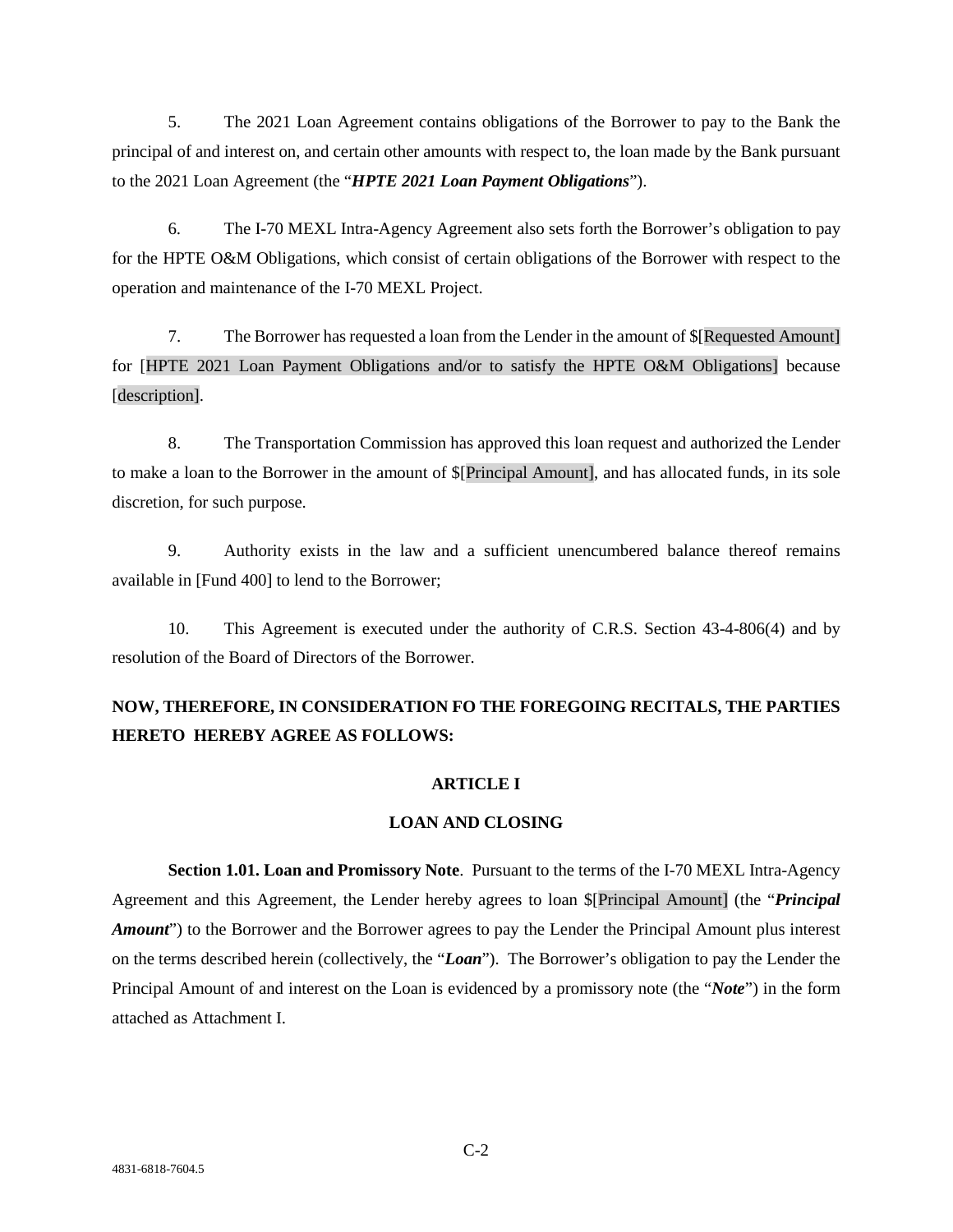5. The 2021 Loan Agreement contains obligations of the Borrower to pay to the Bank the principal of and interest on, and certain other amounts with respect to, the loan made by the Bank pursuant to the 2021 Loan Agreement (the "***HPTE 2021 Loan Payment Obligations***").

6. The I-70 MEXL Intra-Agency Agreement also sets forth the Borrower's obligation to pay for the HPTE O&M Obligations, which consist of certain obligations of the Borrower with respect to the operation and maintenance of the I-70 MEXL Project.

7. The Borrower has requested a loan from the Lender in the amount of $[Requested Amount] for [HPTE 2021 Loan Payment Obligations and/or to satisfy the HPTE O&M Obligations] because [description].

8. The Transportation Commission has approved this loan request and authorized the Lender to make a loan to the Borrower in the amount of $[Principal Amount], and has allocated funds, in its sole discretion, for such purpose.

9. Authority exists in the law and a sufficient unencumbered balance thereof remains available in [Fund 400] to lend to the Borrower;

10. This Agreement is executed under the authority of C.R.S. Section 43-4-806(4) and by resolution of the Board of Directors of the Borrower.

**NOW, THEREFORE, IN CONSIDERATION FO THE FOREGOING RECITALS, THE PARTIES HERETO HEREBY AGREE AS FOLLOWS:**

## ARTICLE I

## LOAN AND CLOSING

**Section 1.01. Loan and Promissory Note**. Pursuant to the terms of the I-70 MEXL Intra-Agency Agreement and this Agreement, the Lender hereby agrees to loan $[Principal Amount] (the "***Principal Amount***") to the Borrower and the Borrower agrees to pay the Lender the Principal Amount plus interest on the terms described herein (collectively, the "***Loan***"). The Borrower's obligation to pay the Lender the Principal Amount of and interest on the Loan is evidenced by a promissory note (the "***Note***") in the form attached as Attachment I.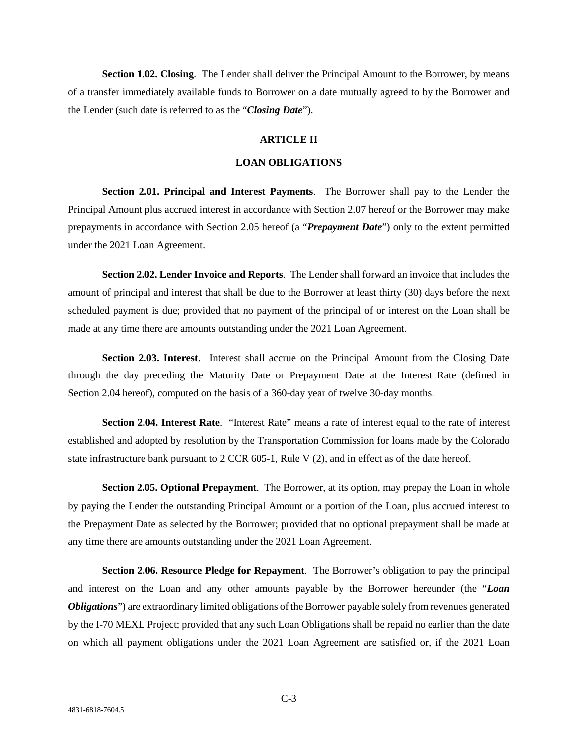**Section 1.02. Closing**. The Lender shall deliver the Principal Amount to the Borrower, by means of a transfer immediately available funds to Borrower on a date mutually agreed to by the Borrower and the Lender (such date is referred to as the "***Closing Date***").

## ARTICLE II

## LOAN OBLIGATIONS

**Section 2.01. Principal and Interest Payments**. The Borrower shall pay to the Lender the Principal Amount plus accrued interest in accordance with Section 2.07 hereof or the Borrower may make prepayments in accordance with Section 2.05 hereof (a "***Prepayment Date***") only to the extent permitted under the 2021 Loan Agreement.

**Section 2.02. Lender Invoice and Reports**. The Lender shall forward an invoice that includes the amount of principal and interest that shall be due to the Borrower at least thirty (30) days before the next scheduled payment is due; provided that no payment of the principal of or interest on the Loan shall be made at any time there are amounts outstanding under the 2021 Loan Agreement.

**Section 2.03. Interest**. Interest shall accrue on the Principal Amount from the Closing Date through the day preceding the Maturity Date or Prepayment Date at the Interest Rate (defined in Section 2.04 hereof), computed on the basis of a 360-day year of twelve 30-day months.

**Section 2.04. Interest Rate**. "Interest Rate" means a rate of interest equal to the rate of interest established and adopted by resolution by the Transportation Commission for loans made by the Colorado state infrastructure bank pursuant to 2 CCR 605-1, Rule V (2), and in effect as of the date hereof.

**Section 2.05. Optional Prepayment**. The Borrower, at its option, may prepay the Loan in whole by paying the Lender the outstanding Principal Amount or a portion of the Loan, plus accrued interest to the Prepayment Date as selected by the Borrower; provided that no optional prepayment shall be made at any time there are amounts outstanding under the 2021 Loan Agreement.

**Section 2.06. Resource Pledge for Repayment**. The Borrower's obligation to pay the principal and interest on the Loan and any other amounts payable by the Borrower hereunder (the "***Loan Obligations***") are extraordinary limited obligations of the Borrower payable solely from revenues generated by the I-70 MEXL Project; provided that any such Loan Obligations shall be repaid no earlier than the date on which all payment obligations under the 2021 Loan Agreement are satisfied or, if the 2021 Loan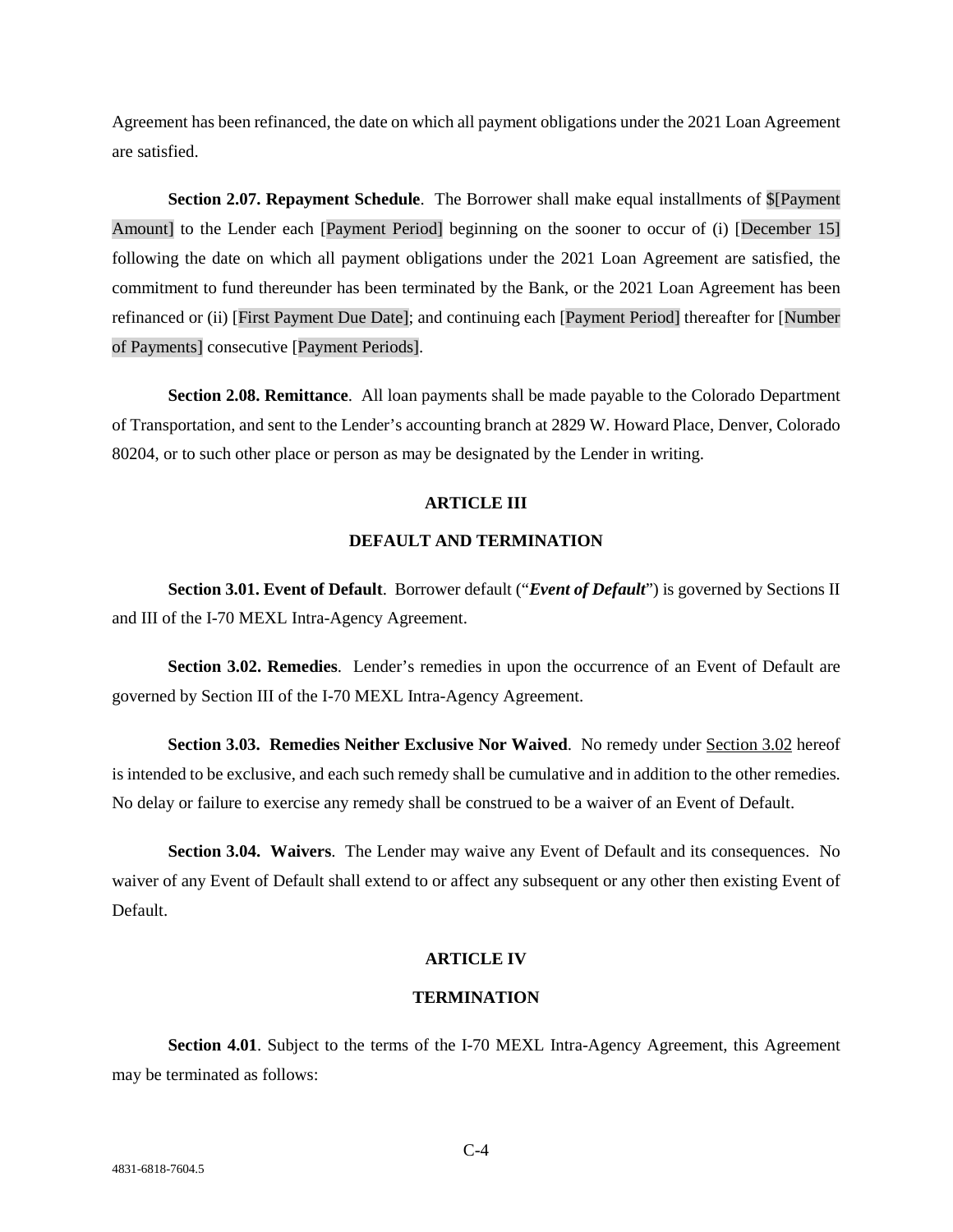Agreement has been refinanced, the date on which all payment obligations under the 2021 Loan Agreement are satisfied.

**Section 2.07. Repayment Schedule**. The Borrower shall make equal installments of $[Payment Amount] to the Lender each [Payment Period] beginning on the sooner to occur of (i) [December 15] following the date on which all payment obligations under the 2021 Loan Agreement are satisfied, the commitment to fund thereunder has been terminated by the Bank, or the 2021 Loan Agreement has been refinanced or (ii) [First Payment Due Date]; and continuing each [Payment Period] thereafter for [Number of Payments] consecutive [Payment Periods].

**Section 2.08. Remittance**. All loan payments shall be made payable to the Colorado Department of Transportation, and sent to the Lender's accounting branch at 2829 W. Howard Place, Denver, Colorado 80204, or to such other place or person as may be designated by the Lender in writing.

## ARTICLE III

## DEFAULT AND TERMINATION

**Section 3.01. Event of Default**. Borrower default ("***Event of Default***") is governed by Sections II and III of the I-70 MEXL Intra-Agency Agreement.

**Section 3.02. Remedies**. Lender's remedies in upon the occurrence of an Event of Default are governed by Section III of the I-70 MEXL Intra-Agency Agreement.

**Section 3.03. Remedies Neither Exclusive Nor Waived**. No remedy under Section 3.02 hereof is intended to be exclusive, and each such remedy shall be cumulative and in addition to the other remedies. No delay or failure to exercise any remedy shall be construed to be a waiver of an Event of Default.

**Section 3.04. Waivers**. The Lender may waive any Event of Default and its consequences. No waiver of any Event of Default shall extend to or affect any subsequent or any other then existing Event of Default.

## ARTICLE IV

## TERMINATION

**Section 4.01**. Subject to the terms of the I-70 MEXL Intra-Agency Agreement, this Agreement may be terminated as follows: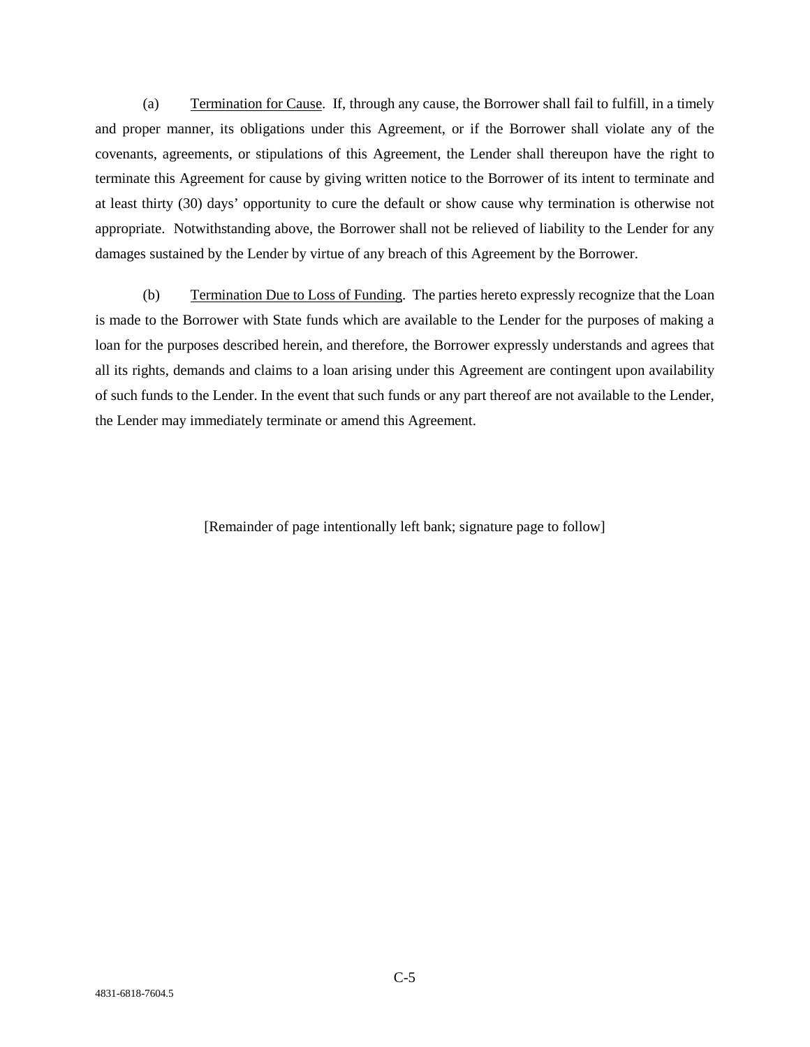(a) <u>Termination for Cause</u>. If, through any cause, the Borrower shall fail to fulfill, in a timely and proper manner, its obligations under this Agreement, or if the Borrower shall violate any of the covenants, agreements, or stipulations of this Agreement, the Lender shall thereupon have the right to terminate this Agreement for cause by giving written notice to the Borrower of its intent to terminate and at least thirty (30) days' opportunity to cure the default or show cause why termination is otherwise not appropriate. Notwithstanding above, the Borrower shall not be relieved of liability to the Lender for any damages sustained by the Lender by virtue of any breach of this Agreement by the Borrower.

(b) <u>Termination Due to Loss of Funding</u>. The parties hereto expressly recognize that the Loan is made to the Borrower with State funds which are available to the Lender for the purposes of making a loan for the purposes described herein, and therefore, the Borrower expressly understands and agrees that all its rights, demands and claims to a loan arising under this Agreement are contingent upon availability of such funds to the Lender. In the event that such funds or any part thereof are not available to the Lender, the Lender may immediately terminate or amend this Agreement.

[Remainder of page intentionally left bank; signature page to follow]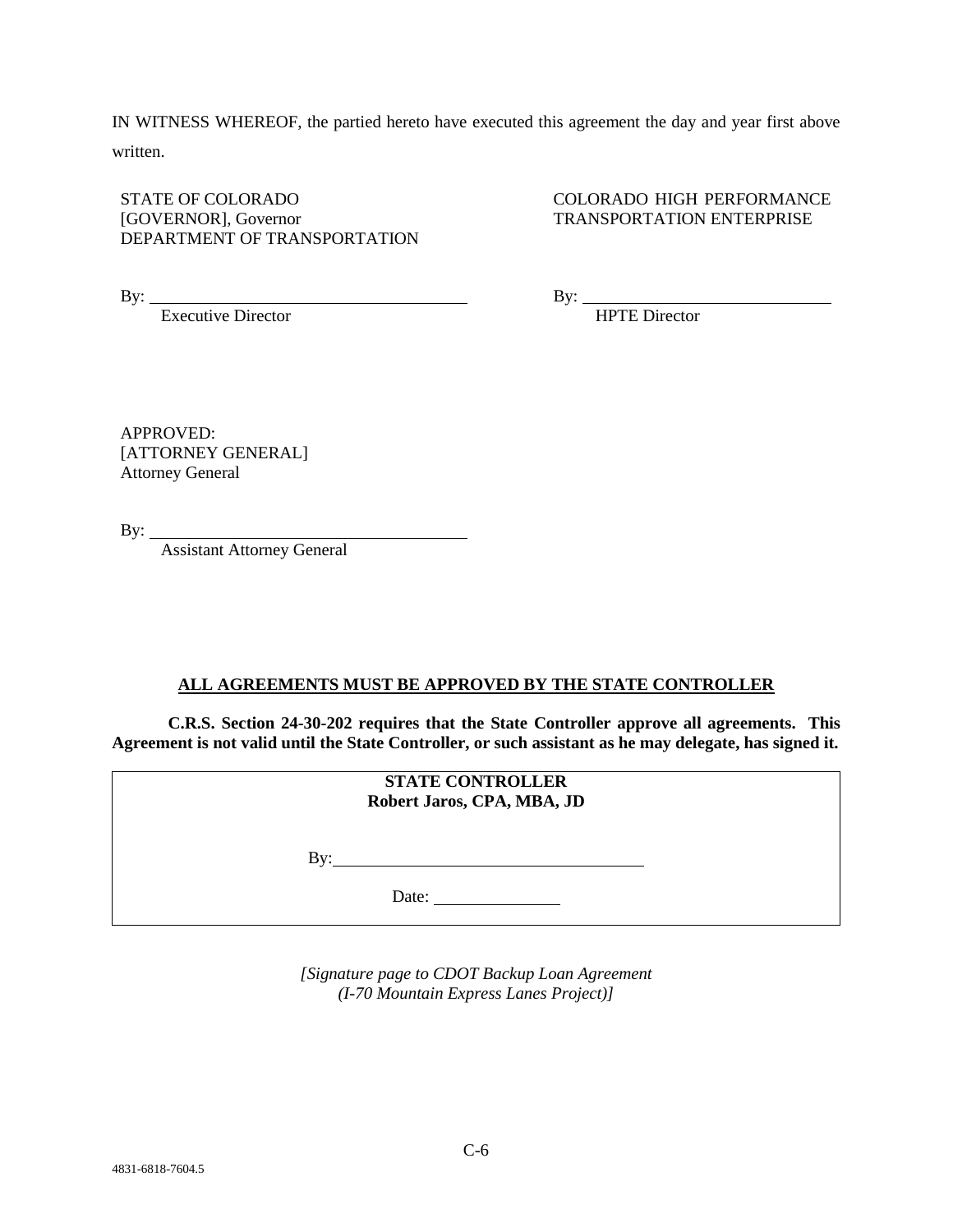IN WITNESS WHEREOF, the partied hereto have executed this agreement the day and year first above written.

STATE OF COLORADO
[GOVERNOR], Governor
DEPARTMENT OF TRANSPORTATION

By: ______________________________
Executive Director

COLORADO HIGH PERFORMANCE TRANSPORTATION ENTERPRISE

By: ______________________________
HPTE Director

APPROVED:
[ATTORNEY GENERAL]
Attorney General

By: ______________________________
Assistant Attorney General

**ALL AGREEMENTS MUST BE APPROVED BY THE STATE CONTROLLER**

**C.R.S. Section 24-30-202 requires that the State Controller approve all agreements. This Agreement is not valid until the State Controller, or such assistant as he may delegate, has signed it.**

**STATE CONTROLLER**
**Robert Jaros, CPA, MBA, JD**

By: ______________________________

Date: ______________

*[Signature page to CDOT Backup Loan Agreement (I-70 Mountain Express Lanes Project)]*

4831-6818-7604.5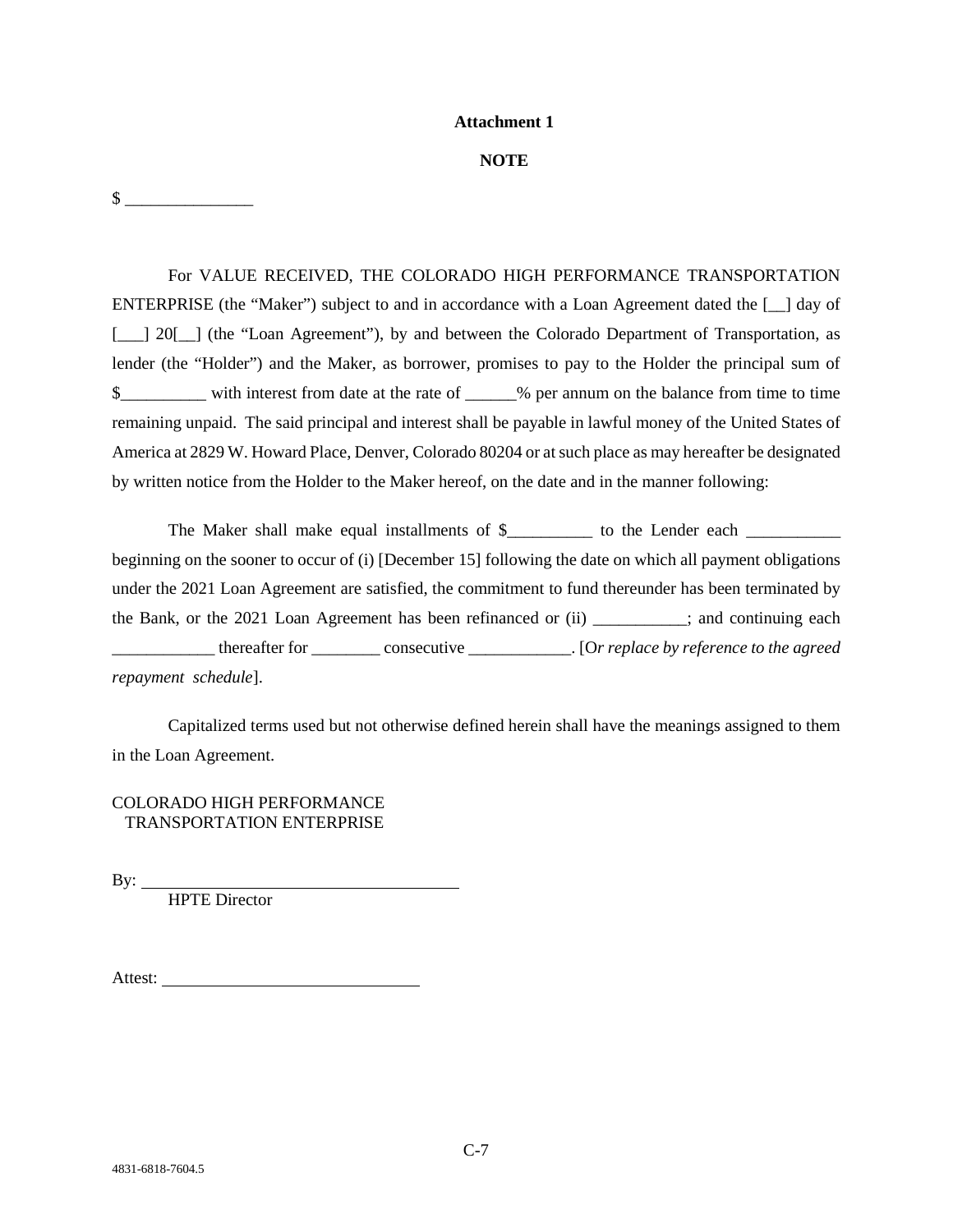**Attachment 1**

**NOTE**

$ _______________

For VALUE RECEIVED, THE COLORADO HIGH PERFORMANCE TRANSPORTATION ENTERPRISE (the "Maker") subject to and in accordance with a Loan Agreement dated the [__] day of [___] 20[__] (the "Loan Agreement"), by and between the Colorado Department of Transportation, as lender (the "Holder") and the Maker, as borrower, promises to pay to the Holder the principal sum of $__________ with interest from date at the rate of ______% per annum on the balance from time to time remaining unpaid. The said principal and interest shall be payable in lawful money of the United States of America at 2829 W. Howard Place, Denver, Colorado 80204 or at such place as may hereafter be designated by written notice from the Holder to the Maker hereof, on the date and in the manner following:

The Maker shall make equal installments of $__________ to the Lender each ___________ beginning on the sooner to occur of (i) [December 15] following the date on which all payment obligations under the 2021 Loan Agreement are satisfied, the commitment to fund thereunder has been terminated by the Bank, or the 2021 Loan Agreement has been refinanced or (ii) ___________; and continuing each ____________ thereafter for ________ consecutive ____________. [O*r replace by reference to the agreed repayment schedule*].

Capitalized terms used but not otherwise defined herein shall have the meanings assigned to them in the Loan Agreement.

COLORADO HIGH PERFORMANCE
TRANSPORTATION ENTERPRISE

By: ______________________________________
HPTE Director

Attest: ______________________________